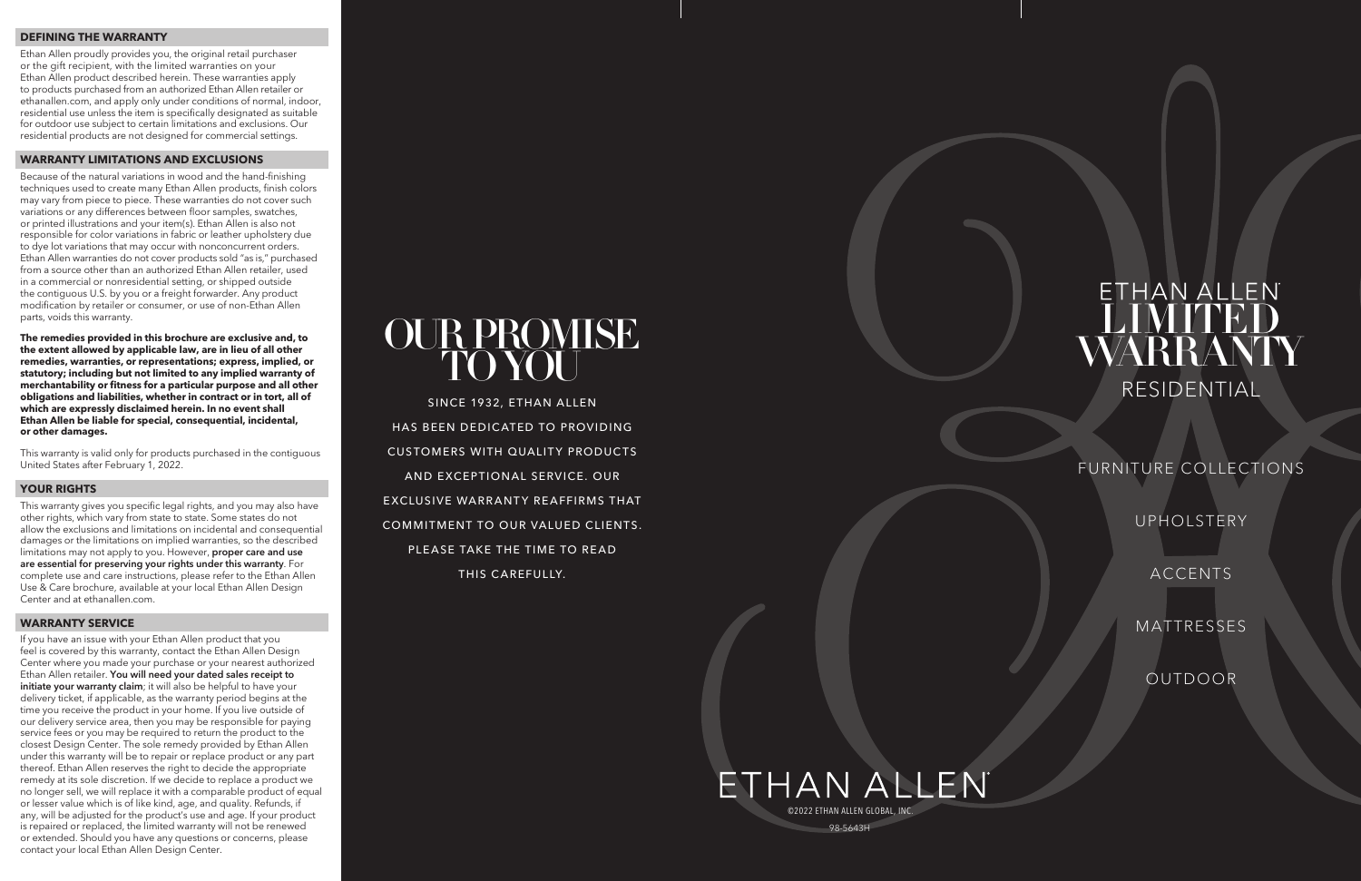## DEFINING THE WARRANTY

Ethan Allen proudly provides you, the original retail purchaser or the gift recipient, with the limited warranties on your Ethan Allen product described herein. These warranties apply to products purchased from an authorized Ethan Allen retailer or ethanallen.com, and apply only under conditions of normal, indoor, residential use unless the item is specifically designated as suitable for outdoor use subject to certain limitations and exclusions. Our residential products are not designed for commercial settings.

## WARRANTY LIMITATIONS AND EXCLUSIONS

Because of the natural variations in wood and the hand-finishing techniques used to create many Ethan Allen products, finish colors may vary from piece to piece. These warranties do not cover such variations or any differences between floor samples, swatches, or printed illustrations and your item(s). Ethan Allen is also not responsible for color variations in fabric or leather upholstery due to dye lot variations that may occur with nonconcurrent orders. Ethan Allen warranties do not cover products sold "as is," purchased from a source other than an authorized Ethan Allen retailer, used in a commercial or nonresidential setting, or shipped outside the contiguous U.S. by you or a freight forwarder. Any product modification by retailer or consumer, or use of non-Ethan Allen parts, voids this warranty.

**The remedies provided in this brochure are exclusive and, to the extent allowed by applicable law, are in lieu of all other remedies, warranties, or representations; express, implied, or statutory; including but not limited to any implied warranty of merchantability or fitness for a particular purpose and all other obligations and liabilities, whether in contract or in tort, all of which are expressly disclaimed herein. In no event shall Ethan Allen be liable for special, consequential, incidental, or other damages.**

This warranty is valid only for products purchased in the contiguous United States after February 1, 2022.

## YOUR RIGHTS

This warranty gives you specific legal rights, and you may also have other rights, which vary from state to state. Some states do not allow the exclusions and limitations on incidental and consequential damages or the limitations on implied warranties, so the described limitations may not apply to you. However, **proper care and use are essential for preserving your rights under this warranty**. For complete use and care instructions, please refer to the Ethan Allen Use & Care brochure, available at your local Ethan Allen Design Center and at ethanallen.com.

## WARRANTY SERVICE

If you have an issue with your Ethan Allen product that you feel is covered by this warranty, contact the Ethan Allen Design Center where you made your purchase or your nearest authorized Ethan Allen retailer. **You will need your dated sales receipt to initiate your warranty claim**; it will also be helpful to have your delivery ticket, if applicable, as the warranty period begins at the time you receive the product in your home. If you live outside of our delivery service area, then you may be responsible for paying service fees or you may be required to return the product to the closest Design Center. The sole remedy provided by Ethan Allen under this warranty will be to repair or replace product or any part thereof. Ethan Allen reserves the right to decide the appropriate remedy at its sole discretion. If we decide to replace a product we no longer sell, we will replace it with a comparable product of equal or lesser value which is of like kind, age, and quality. Refunds, if any, will be adjusted for the product's use and age. If your product is repaired or replaced, the limited warranty will not be renewed or extended. Should you have any questions or concerns, please contact your local Ethan Allen Design Center.

# OUR PROMISE TO YOU

SINCE 1932, ETHAN ALLEN HAS BEEN DEDICATED TO PROVIDING CUSTOMERS WITH QUALITY PRODUCTS AND EXCEPTIONAL SERVICE. OUR EXCLUSIVE WARRANTY REAFFIRMS THAT COMMITMENT TO OUR VALUED CLIENTS. PLEASE TAKE THE TIME TO READ THIS CAREFULLY.

ETHAN ALLEN

©2022 ETHAN ALLEN GLOBAL, INC.

98-5643H

# ETHAN ALLEN® LIMITED WARRANTY

## RESIDENTIAL

FURNITURE COLLECTIONS

UPHOLSTERY

ACCENTS

MATTRESSES

OUTDOOR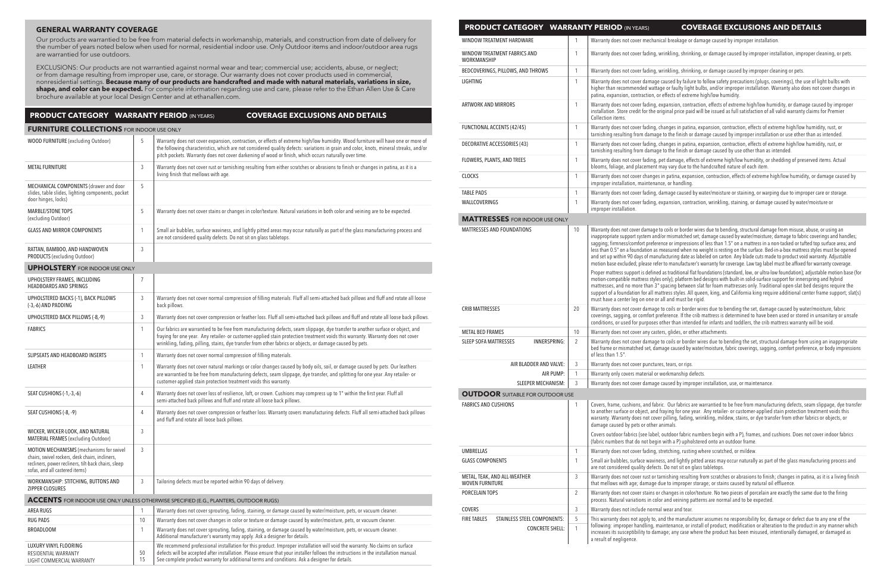## GENERAL WARRANTY COVERAGE

Our products are warrantied to be free from material defects in workmanship, materials, and construction from date of delivery for the number of years noted below when used for normal, residential indoor use. Only Outdoor items and indoor/outdoor area rugs are warrantied for use outdoors.

EXCLUSIONS: Our products are not warrantied against normal wear and tear; commercial use; accidents, abuse, or neglect; or from damage resulting from improper use, care, or storage. Our warranty does not cover products used in commercial, nonresidential settings. **Because many of our products are handcrafted and made with natural materials, variations in size, shape, and color can be expected.** For complete information regarding use and care, please refer to the Ethan Allen Use & Care brochure available at your local Design Center and at ethanallen.com.

| PRODUCT CATEGORY | WARRANTY PERIOD (IN YEARS) | COVERAGE EXCLUSIONS AND DETAILS |
|---|---|---|
| **FURNITURE COLLECTIONS** FOR INDOOR USE ONLY | | |
| WOOD FURNITURE (excluding Outdoor) | 5 | Warranty does not cover expansion, contraction, or effects of extreme high/low humidity. Wood furniture will have one or more of the following characteristics, which are not considered quality defects: variations in grain and color, knots, mineral streaks, and/or pitch pockets. Warranty does not cover darkening of wood or finish, which occurs naturally over time. |
| METAL FURNITURE | 3 | Warranty does not cover rust or tarnishing resulting from either scratches or abrasions to finish or changes in patina, as it is a living finish that mellows with age. |
| MECHANICAL COMPONENTS (drawer and door slides, table slides, lighting components, pocket door hinges, locks) | 5 | |
| MARBLE/STONE TOPS (excluding Outdoor) | 5 | Warranty does not cover stains or changes in color/texture. Natural variations in both color and veining are to be expected. |
| GLASS AND MIRROR COMPONENTS | 1 | Small air bubbles, surface waviness, and lightly pitted areas may occur naturally as part of the glass manufacturing process and are not considered quality defects. Do not sit on glass tabletops. |
| RATTAN, BAMBOO, AND HANDWOVEN PRODUCTS (excluding Outdoor) | 3 | |
| **UPHOLSTERY** FOR INDOOR USE ONLY | | |
| UPHOLSTERY FRAMES, INCLUDING HEADBOARDS AND SPRINGS | 7 | |
| UPHOLSTERED BACKS (-1), BACK PILLOWS (-3,-6) AND PADDING | 3 | Warranty does not cover normal compression of filling materials. Fluff all semi-attached back pillows and fluff and rotate all loose back pillows. |
| UPHOLSTERED BACK PILLOWS (-8,-9) | 3 | Warranty does not cover compression or feather loss. Fluff all semi-attached back pillows and fluff and rotate all loose back pillows. |
| FABRICS | 1 | Our fabrics are warrantied to be free from manufacturing defects, seam slippage, dye transfer to another surface or object, and fraying for one year. Any retailer- or customer-applied stain protection treatment voids this warranty. Warranty does not cover wrinkling, fading, pilling, stains, dye transfer from other fabrics or objects, or damage caused by pets. |
| SLIPSEATS AND HEADBOARD INSERTS | 1 | Warranty does not cover normal compression of filling materials. |
| LEATHER | 1 | Warranty does not cover natural markings or color changes caused by body oils, soil, or damage caused by pets. Our leathers are warrantied to be free from manufacturing defects, seam slippage, dye transfer, and splitting for one year. Any retailer- or customer-applied stain protection treatment voids this warranty. |
| SEAT CUSHIONS (-1,-3,-6) | 4 | Warranty does not cover loss of resilience, loft, or crown. Cushions may compress up to 1" within the first year. Fluff all semi-attached back pillows and fluff and rotate all loose back pillows. |
| SEAT CUSHIONS (-8, -9) | 4 | Warranty does not cover compression or feather loss. Warranty covers manufacturing defects. Fluff all semi-attached back pillows and fluff and rotate all loose back pillows. |
| WICKER, WICKER-LOOK, AND NATURAL MATERIAL FRAMES (excluding Outdoor) | 3 | |
| MOTION MECHANISMS (mechanisms for swivel chairs, swivel rockers, desk chairs, incliners, recliners, power recliners, tilt-back chairs, sleep sofas, and all castered items) | 3 | |
| WORKMANSHIP: STITCHING, BUTTONS AND ZIPPER CLOSURES | 3 | Tailoring defects must be reported within 90 days of delivery. |
| **ACCENTS** FOR INDOOR USE ONLY UNLESS OTHERWISE SPECIFIED (E.G., PLANTERS, OUTDOOR RUGS) | | |
| AREA RUGS | 1 | Warranty does not cover sprouting, fading, staining, or damage caused by water/moisture, pets, or vacuum cleaner. |
| RUG PADS | 10 | Warranty does not cover changes in color or texture or damage caused by water/moisture, pets, or vacuum cleaner. |
| BROADLOOM | 1 | Warranty does not cover sprouting, fading, staining, or damage caused by water/moisture, pets, or vacuum cleaner. Additional manufacturer's warranty may apply. Ask a designer for details. |
| LUXURY VINYL FLOORING<br>RESIDENTIAL WARRANTY<br>LIGHT COMMERCIAL WARRANTY | <br>50<br>15 | We recommend professional installation for this product. Improper installation will void the warranty. No claims on surface defects will be accepted after installation. Please ensure that your installer follows the instructions in the installation manual. See complete product warranty for additional terms and conditions. Ask a designer for details. |
| WINDOW TREATMENT HARDWARE | 1 | Warranty does not cover mechanical breakage or damage caused by improper installation. |
| WINDOW TREATMENT FABRICS AND WORKMANSHIP | 1 | Warranty does not cover fading, wrinkling, shrinking, or damage caused by improper installation, improper cleaning, or pets. |
| BEDCOVERINGS, PILLOWS, AND THROWS | 1 | Warranty does not cover fading, wrinkling, shrinking, or damage caused by improper cleaning or pets. |
| LIGHTING | 1 | Warranty does not cover damage caused by failure to follow safety precautions (plugs, coverings), the use of light bulbs with higher than recommended wattage or faulty light bulbs, and/or improper installation. Warranty also does not cover changes in patina, expansion, contraction, or effects of extreme high/low humidity. |
| ARTWORK AND MIRRORS | 1 | Warranty does not cover fading, expansion, contraction, effects of extreme high/low humidity, or damage caused by improper installation. Store credit for the original price paid will be issued as full satisfaction of all valid warranty claims for Premier Collection items. |
| FUNCTIONAL ACCENTS (42/45) | 1 | Warranty does not cover fading, changes in patina, expansion, contraction, effects of extreme high/low humidity, rust, or tarnishing resulting from damage to the finish or damage caused by improper installation or use other than as intended. |
| DECORATIVE ACCESSORIES (43) | 1 | Warranty does not cover fading, changes in patina, expansion, contraction, effects of extreme high/low humidity, rust, or tarnishing resulting from damage to the finish or damage caused by use other than as intended. |
| FLOWERS, PLANTS, AND TREES | 1 | Warranty does not cover fading, pet damage, effects of extreme high/low humidity, or shedding of preserved items. Actual blooms, foliage, and placement may vary due to the handcrafted nature of each item. |
| CLOCKS | 1 | Warranty does not cover changes in patina, expansion, contraction, effects of extreme high/low humidity, or damage caused by improper installation, maintenance, or handling. |
| TABLE PADS | 1 | Warranty does not cover fading, damage caused by water/moisture or staining, or warping due to improper care or storage. |
| WALLCOVERINGS | 1 | Warranty does not cover fading, expansion, contraction, wrinkling, staining, or damage caused by water/moisture or improper installation. |
| **MATTRESSES** FOR INDOOR USE ONLY | | |
| MATTRESSES AND FOUNDATIONS | 10 | Warranty does not cover damage to coils or border wires due to bending, structural damage from misuse, abuse, or using an inappropriate support system and/or mismatched set; damage caused by water/moisture; damage to fabric coverings and handles; sagging; firmness/comfort preference or impressions of less than 1.5" on a mattress in a non-tacked or tufted top surface area; and less than 0.5" on a foundation as measured when no weight is resting on the surface. Bed-in-a-box mattress styles must be opened and set up within 90 days of manufacturing date as labeled on carton. Any blade cuts made to product void warranty. Adjustable motion base excluded; please refer to manufacturer's warranty for coverage. Law tag label must be affixed for warranty coverage.<br><br>Proper mattress support is defined as traditional flat foundations (standard, low, or ultra-low foundation); adjustable motion base (for motion-compatible mattress styles only); platform bed designs with built-in solid-surface support for innerspring and hybrid mattresses, and no more than 3" spacing between slat for foam mattresses only. Traditional open-slat bed designs require the support of a foundation for all mattress styles. All queen, king, and California king require additional center frame support; slat(s) must have a center leg on one or all and must be rigid. |
| CRIB MATTRESSES | 20 | Warranty does not cover damage to coils or border wires due to bending the set, damage caused by water/moisture, fabric coverings, sagging, or comfort preference. If the crib mattress is determined to have been used or stored in unsanitary or unsafe conditions, or used for purposes other than intended for infants and toddlers, the crib mattress warranty will be void. |
| METAL BED FRAMES | 10 | Warranty does not cover any casters, glides, or other attachments. |
| SLEEP SOFA MATTRESSES — INNERSPRING: | 2 | Warranty does not cover damage to coils or border wires due to bending the set, structural damage from using an inappropriate bed frame or mismatched set, damage caused by water/moisture, fabric coverings, sagging, comfort preference, or body impressions of less than 1.5". |
| AIR BLADDER AND VALVE: | 3 | Warranty does not cover punctures, tears, or rips. |
| AIR PUMP: | 1 | Warranty only covers material or workmanship defects. |
| SLEEPER MECHANISM: | 3 | Warranty does not cover damage caused by improper installation, use, or maintenance. |
| **OUTDOOR** SUITABLE FOR OUTDOOR USE | | |
| FABRICS AND CUSHIONS | 1 | Covers, frame, cushions, and fabric. Our fabrics are warrantied to be free from manufacturing defects, seam slippage, dye transfer to another surface or object, and fraying for one year. Any retailer- or customer-applied stain protection treatment voids this warranty. Warranty does not cover pilling, fading, wrinkling, mildew, stains, or dye transfer from other fabrics or objects, or damage caused by pets or other animals.<br><br>Covers outdoor fabrics (see label; outdoor fabric numbers begin with a P), frames, and cushions. Does not cover indoor fabrics (fabric numbers that do not begin with a P) upholstered onto an outdoor frame. |
| UMBRELLAS | 1 | Warranty does not cover fading, stretching, rusting where scratched, or mildew. |
| GLASS COMPONENTS | 1 | Small air bubbles, surface waviness, and lightly pitted areas may occur naturally as part of the glass manufacturing process and are not considered quality defects. Do not sit on glass tabletops. |
| METAL, TEAK, AND ALL-WEATHER WOVEN FURNITURE | 3 | Warranty does not cover rust or tarnishing resulting from scratches or abrasions to finish; changes in patina, as it is a living finish that mellows with age; damage due to improper storage; or stains caused by natural oil effluence. |
| PORCELAIN TOPS | 2 | Warranty does not cover stains or changes in color/texture. No two pieces of porcelain are exactly the same due to the firing process. Natural variations in color and veining patterns are normal and to be expected. |
| COVERS | 3 | Warranty does not include normal wear and tear. |
| FIRE TABLES — STAINLESS STEEL COMPONENTS: | 5 | This warranty does not apply to, and the manufacturer assumes no responsibility for, damage or defect due to any one of the following: improper handling, maintenance, or install of product; modification or alteration to the product in any manner which increases its susceptibility to damage; any case where the product has been misused, intentionally damaged, or damaged as a result of negligence. |
| CONCRETE SHELL: | 1 | |